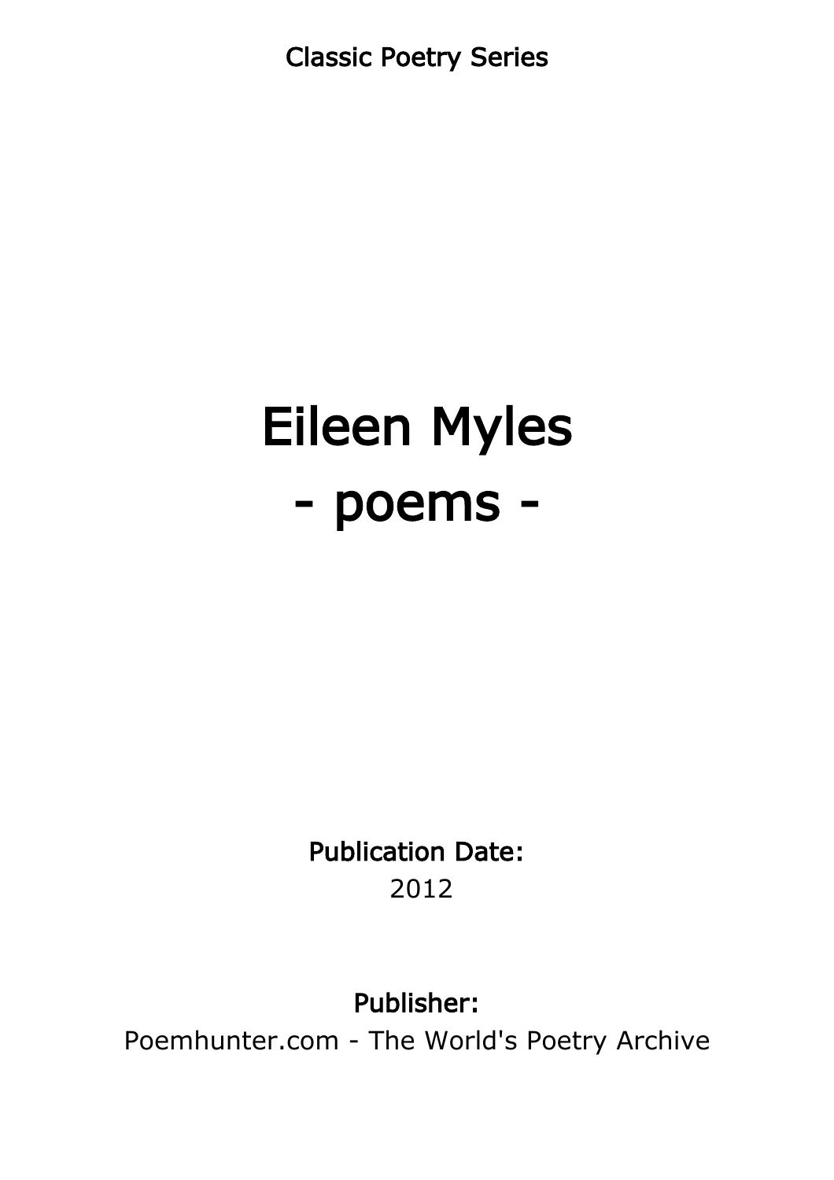Classic Poetry Series

# Eileen Myles
# - poems -

**Publication Date:**
2012

**Publisher:**
Poemhunter.com - The World's Poetry Archive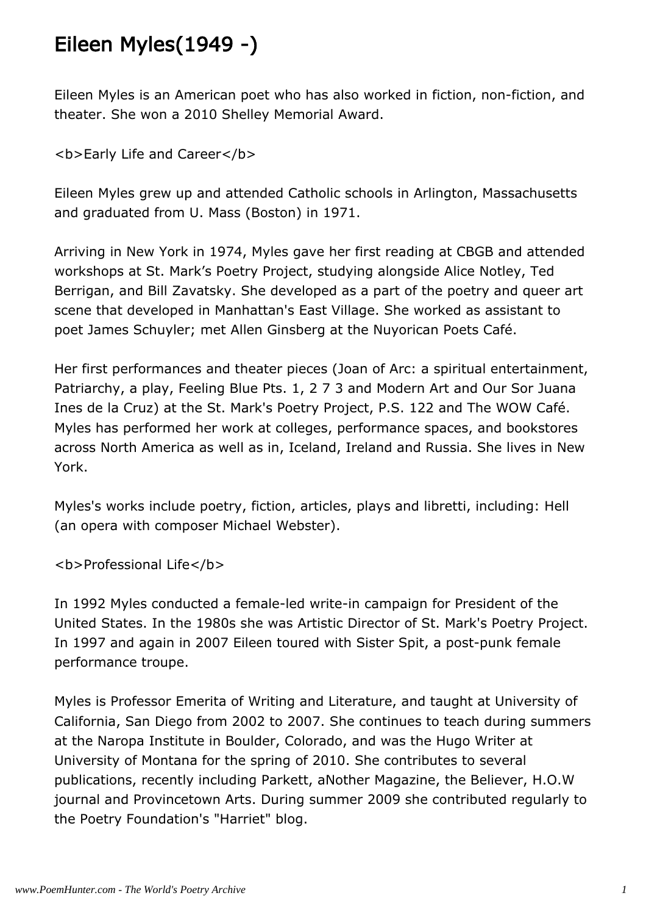# Eileen Myles(1949 -)

Eileen Myles is an American poet who has also worked in fiction, non-fiction, and theater. She won a 2010 Shelley Memorial Award.

**Early Life and Career**

Eileen Myles grew up and attended Catholic schools in Arlington, Massachusetts and graduated from U. Mass (Boston) in 1971.

Arriving in New York in 1974, Myles gave her first reading at CBGB and attended workshops at St. Mark's Poetry Project, studying alongside Alice Notley, Ted Berrigan, and Bill Zavatsky. She developed as a part of the poetry and queer art scene that developed in Manhattan's East Village. She worked as assistant to poet James Schuyler; met Allen Ginsberg at the Nuyorican Poets Café.

Her first performances and theater pieces (Joan of Arc: a spiritual entertainment, Patriarchy, a play, Feeling Blue Pts. 1, 2 7 3 and Modern Art and Our Sor Juana Ines de la Cruz) at the St. Mark's Poetry Project, P.S. 122 and The WOW Café. Myles has performed her work at colleges, performance spaces, and bookstores across North America as well as in, Iceland, Ireland and Russia. She lives in New York.

Myles's works include poetry, fiction, articles, plays and libretti, including: Hell (an opera with composer Michael Webster).

**Professional Life**

In 1992 Myles conducted a female-led write-in campaign for President of the United States. In the 1980s she was Artistic Director of St. Mark's Poetry Project. In 1997 and again in 2007 Eileen toured with Sister Spit, a post-punk female performance troupe.

Myles is Professor Emerita of Writing and Literature, and taught at University of California, San Diego from 2002 to 2007. She continues to teach during summers at the Naropa Institute in Boulder, Colorado, and was the Hugo Writer at University of Montana for the spring of 2010. She contributes to several publications, recently including Parkett, aNother Magazine, the Believer, H.O.W journal and Provincetown Arts. During summer 2009 she contributed regularly to the Poetry Foundation's "Harriet" blog.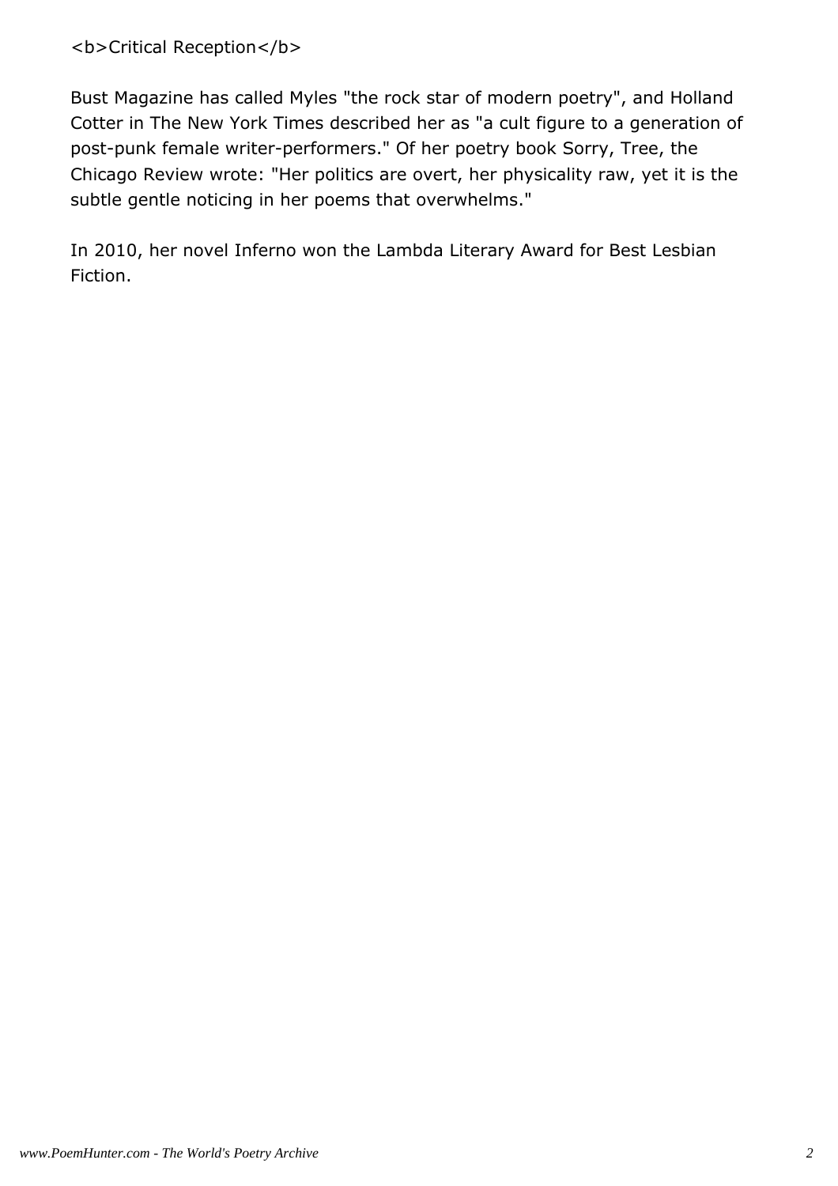**Critical Reception**

Bust Magazine has called Myles "the rock star of modern poetry", and Holland Cotter in The New York Times described her as "a cult figure to a generation of post-punk female writer-performers." Of her poetry book Sorry, Tree, the Chicago Review wrote: "Her politics are overt, her physicality raw, yet it is the subtle gentle noticing in her poems that overwhelms."

In 2010, her novel Inferno won the Lambda Literary Award for Best Lesbian Fiction.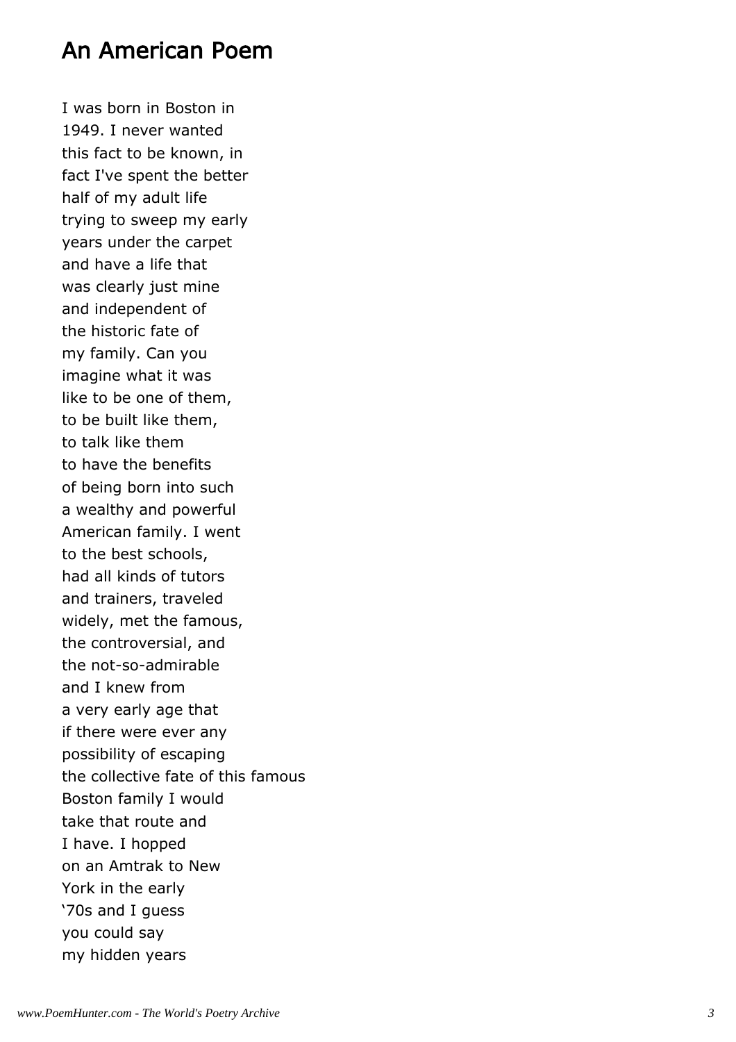## An American Poem

I was born in Boston in
1949. I never wanted
this fact to be known, in
fact I've spent the better
half of my adult life
trying to sweep my early
years under the carpet
and have a life that
was clearly just mine
and independent of
the historic fate of
my family. Can you
imagine what it was
like to be one of them,
to be built like them,
to talk like them
to have the benefits
of being born into such
a wealthy and powerful
American family. I went
to the best schools,
had all kinds of tutors
and trainers, traveled
widely, met the famous,
the controversial, and
the not-so-admirable
and I knew from
a very early age that
if there were ever any
possibility of escaping
the collective fate of this famous
Boston family I would
take that route and
I have. I hopped
on an Amtrak to New
York in the early
'70s and I guess
you could say
my hidden years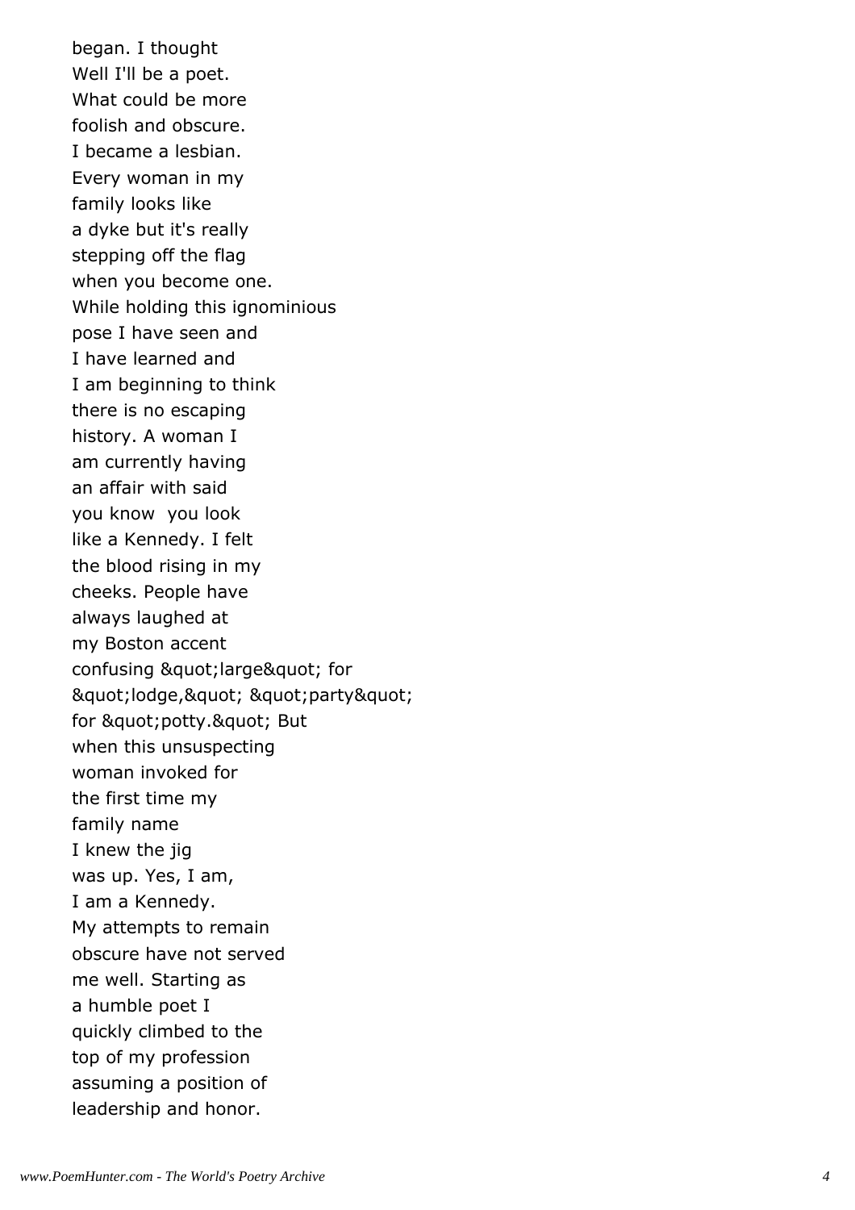began. I thought
Well I'll be a poet.
What could be more
foolish and obscure.
I became a lesbian.
Every woman in my
family looks like
a dyke but it's really
stepping off the flag
when you become one.
While holding this ignominious
pose I have seen and
I have learned and
I am beginning to think
there is no escaping
history. A woman I
am currently having
an affair with said
you know  you look
like a Kennedy. I felt
the blood rising in my
cheeks. People have
always laughed at
my Boston accent
confusing &quot;large&quot; for
&quot;lodge,&quot; &quot;party&quot;
for &quot;potty.&quot; But
when this unsuspecting
woman invoked for
the first time my
family name
I knew the jig
was up. Yes, I am,
I am a Kennedy.
My attempts to remain
obscure have not served
me well. Starting as
a humble poet I
quickly climbed to the
top of my profession
assuming a position of
leadership and honor.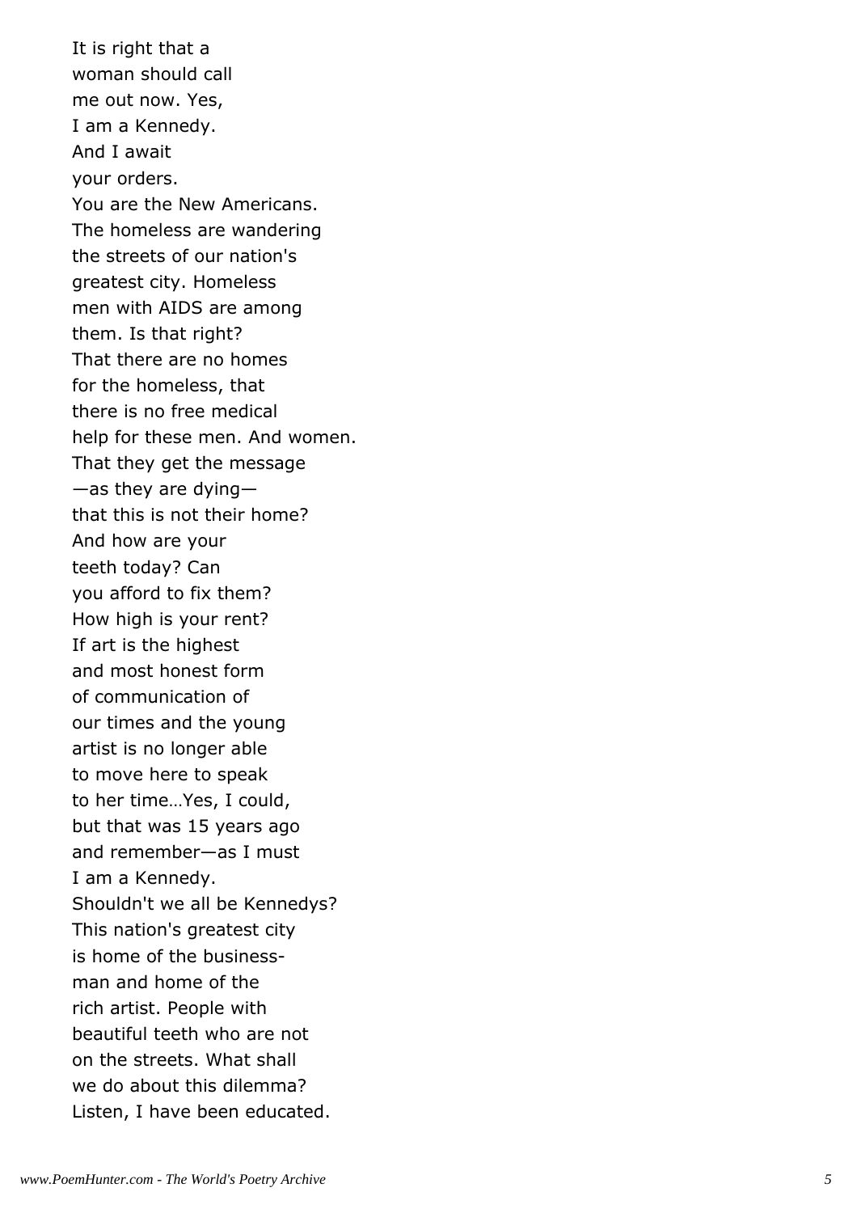It is right that a
woman should call
me out now. Yes,
I am a Kennedy.
And I await
your orders.
You are the New Americans.
The homeless are wandering
the streets of our nation's
greatest city. Homeless
men with AIDS are among
them. Is that right?
That there are no homes
for the homeless, that
there is no free medical
help for these men. And women.
That they get the message
—as they are dying—
that this is not their home?
And how are your
teeth today? Can
you afford to fix them?
How high is your rent?
If art is the highest
and most honest form
of communication of
our times and the young
artist is no longer able
to move here to speak
to her time…Yes, I could,
but that was 15 years ago
and remember—as I must
I am a Kennedy.
Shouldn't we all be Kennedys?
This nation's greatest city
is home of the business-
man and home of the
rich artist. People with
beautiful teeth who are not
on the streets. What shall
we do about this dilemma?
Listen, I have been educated.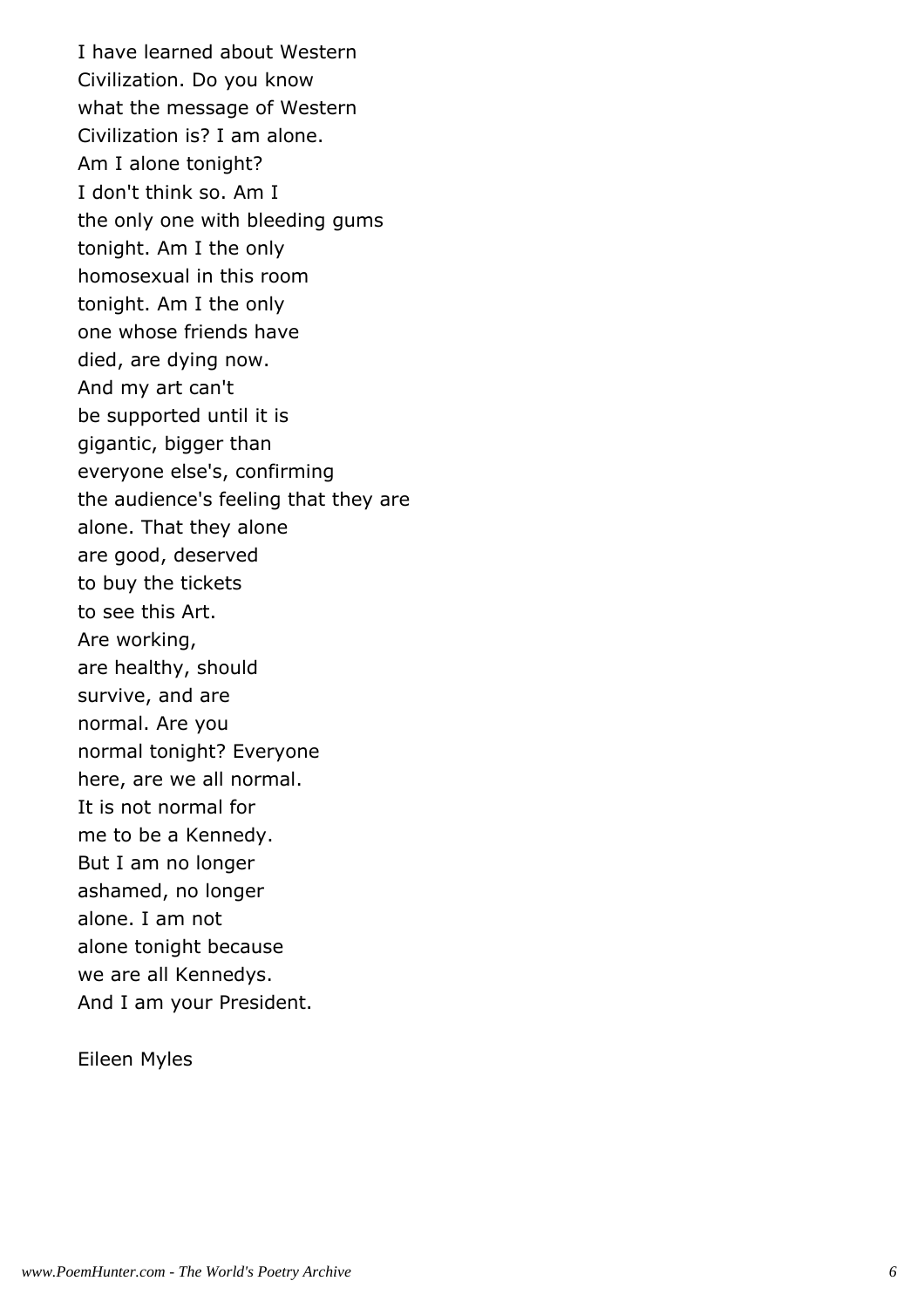I have learned about Western  
Civilization. Do you know  
what the message of Western  
Civilization is? I am alone.  
Am I alone tonight?  
I don't think so. Am I  
the only one with bleeding gums  
tonight. Am I the only  
homosexual in this room  
tonight. Am I the only  
one whose friends have  
died, are dying now.  
And my art can't  
be supported until it is  
gigantic, bigger than  
everyone else's, confirming  
the audience's feeling that they are  
alone. That they alone  
are good, deserved  
to buy the tickets  
to see this Art.  
Are working,  
are healthy, should  
survive, and are  
normal. Are you  
normal tonight? Everyone  
here, are we all normal.  
It is not normal for  
me to be a Kennedy.  
But I am no longer  
ashamed, no longer  
alone. I am not  
alone tonight because  
we are all Kennedys.  
And I am your President.

Eileen Myles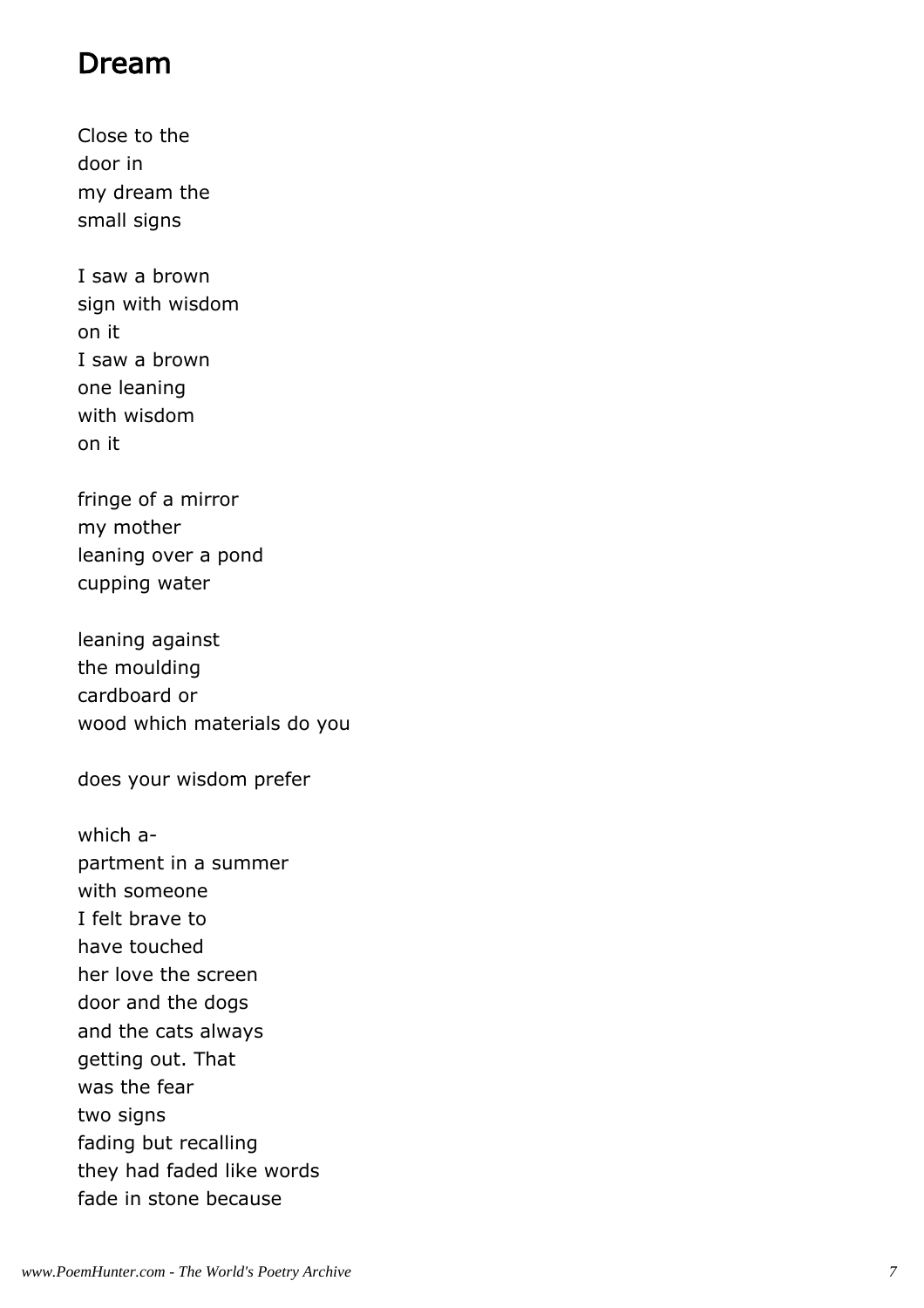## Dream

Close to the  
door in  
my dream the  
small signs

I saw a brown  
sign with wisdom  
on it  
I saw a brown  
one leaning  
with wisdom  
on it

fringe of a mirror  
my mother  
leaning over a pond  
cupping water

leaning against  
the moulding  
cardboard or  
wood which materials do you

does your wisdom prefer

which a-  
partment in a summer  
with someone  
I felt brave to  
have touched  
her love the screen  
door and the dogs  
and the cats always  
getting out. That  
was the fear  
two signs  
fading but recalling  
they had faded like words  
fade in stone because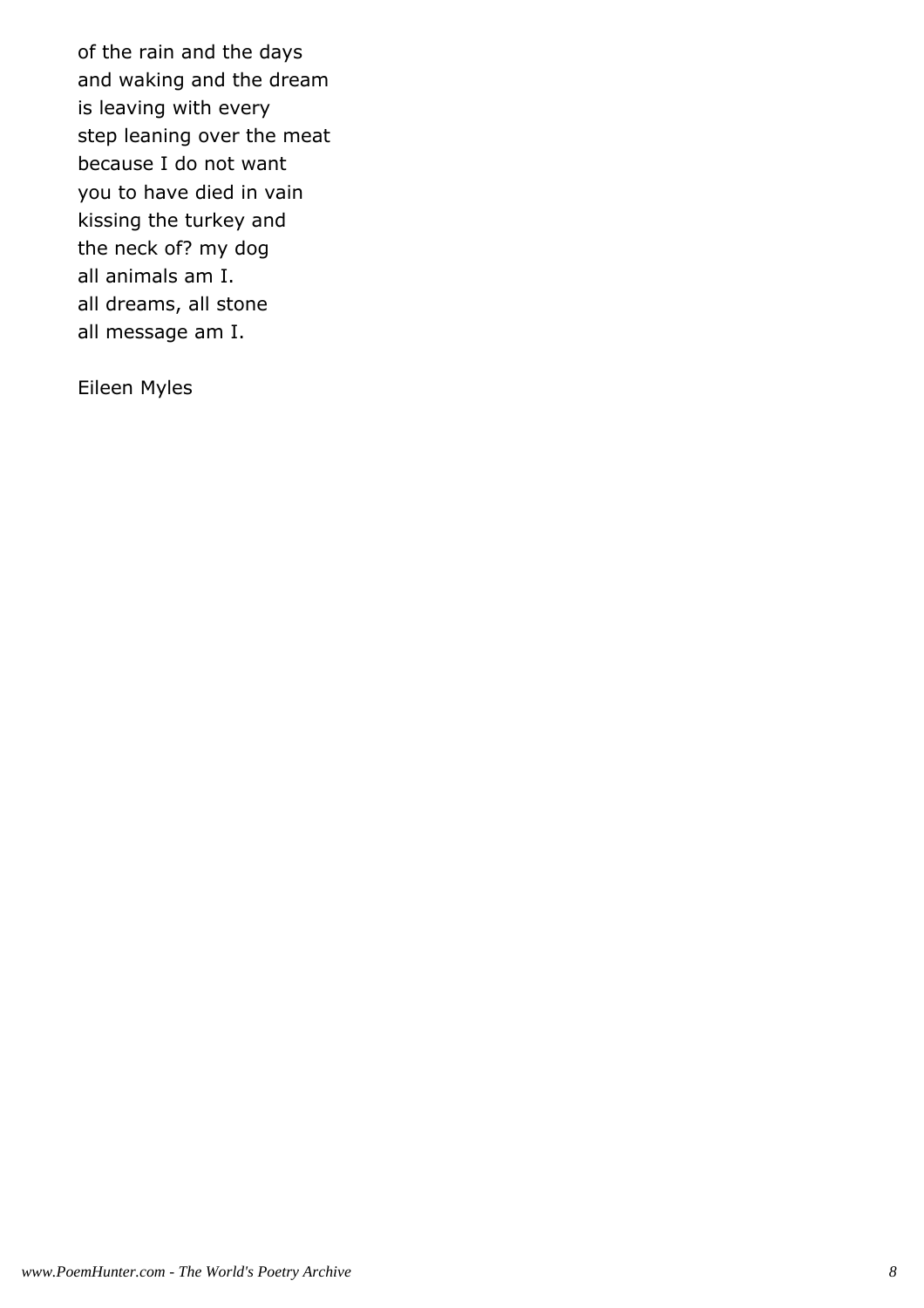of the rain and the days
and waking and the dream
is leaving with every
step leaning over the meat
because I do not want
you to have died in vain
kissing the turkey and
the neck of? my dog
all animals am I.
all dreams, all stone
all message am I.

Eileen Myles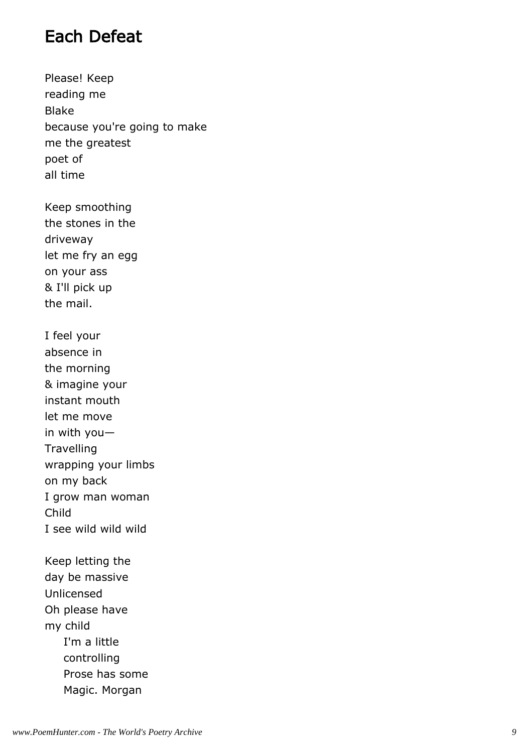# Each Defeat

Please! Keep
reading me
Blake
because you're going to make
me the greatest
poet of
all time

Keep smoothing
the stones in the
driveway
let me fry an egg
on your ass
& I'll pick up
the mail.

I feel your
absence in
the morning
& imagine your
instant mouth
let me move
in with you—
Travelling
wrapping your limbs
on my back
I grow man woman
Child
I see wild wild wild

Keep letting the
day be massive
Unlicensed
Oh please have
my child
    I'm a little
    controlling
    Prose has some
    Magic. Morgan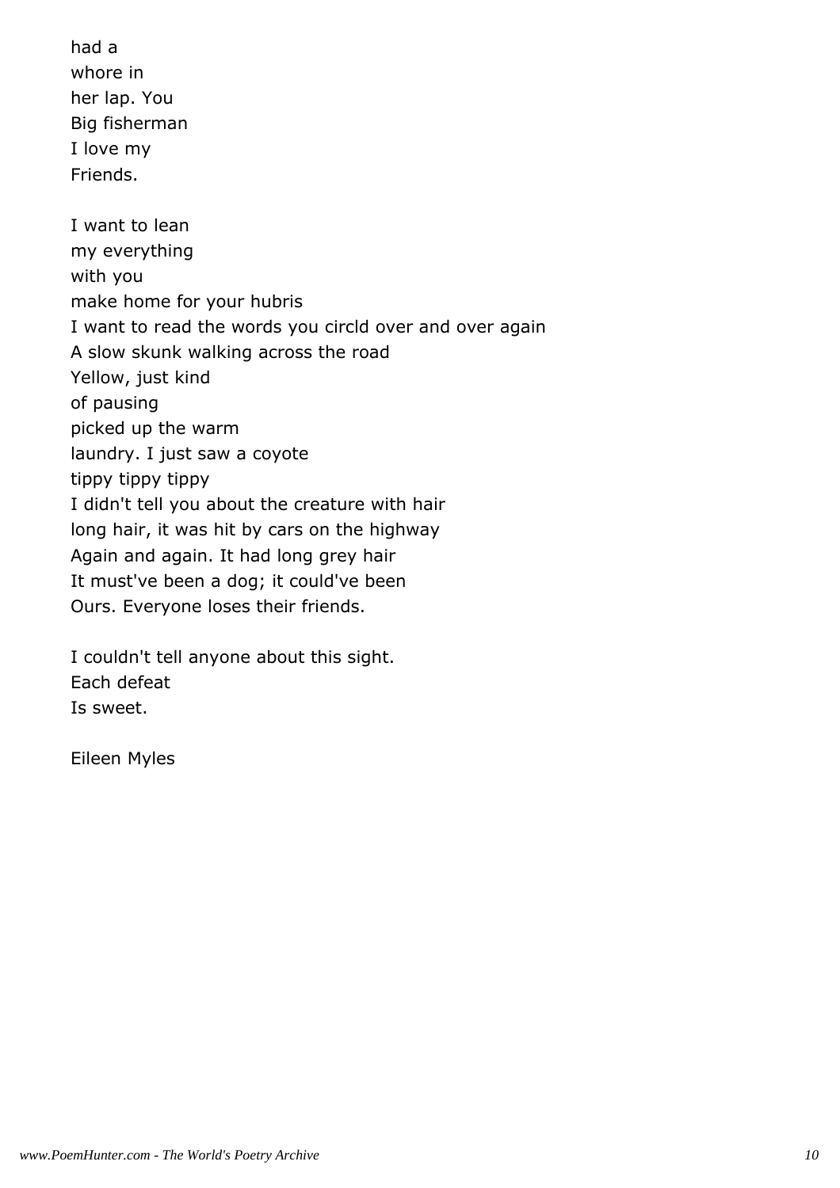had a
whore in
her lap. You
Big fisherman
I love my
Friends.

I want to lean
my everything
with you
make home for your hubris
I want to read the words you circld over and over again
A slow skunk walking across the road
Yellow, just kind
of pausing
picked up the warm
laundry. I just saw a coyote
tippy tippy tippy
I didn't tell you about the creature with hair
long hair, it was hit by cars on the highway
Again and again. It had long grey hair
It must've been a dog; it could've been
Ours. Everyone loses their friends.

I couldn't tell anyone about this sight.
Each defeat
Is sweet.

Eileen Myles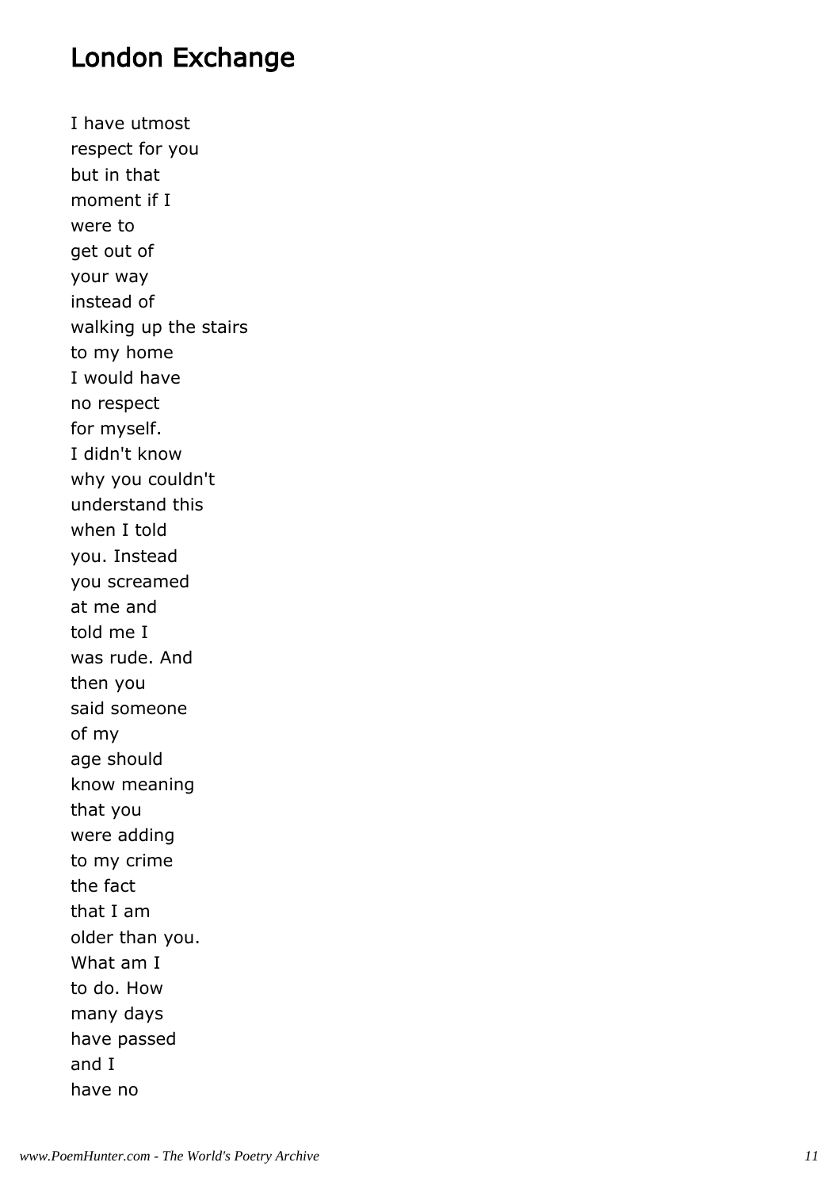## London Exchange

I have utmost
respect for you
but in that
moment if I
were to
get out of
your way
instead of
walking up the stairs
to my home
I would have
no respect
for myself.
I didn't know
why you couldn't
understand this
when I told
you. Instead
you screamed
at me and
told me I
was rude. And
then you
said someone
of my
age should
know meaning
that you
were adding
to my crime
the fact
that I am
older than you.
What am I
to do. How
many days
have passed
and I
have no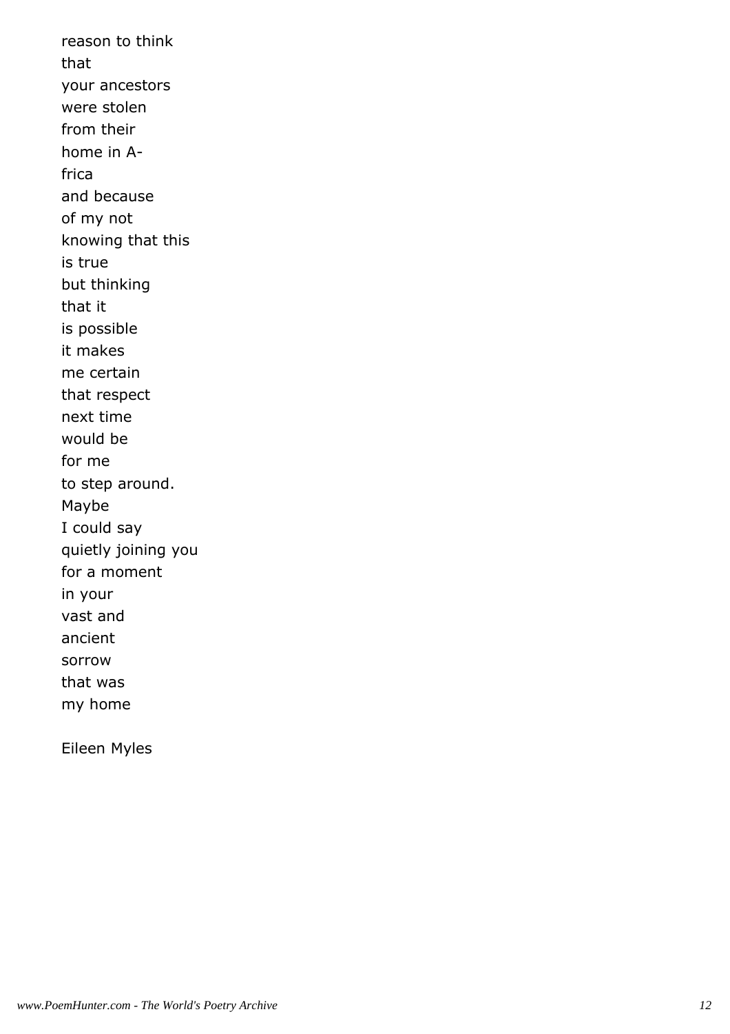reason to think  
that  
your ancestors  
were stolen  
from their  
home in A-  
frica  
and because  
of my not  
knowing that this  
is true  
but thinking  
that it  
is possible  
it makes  
me certain  
that respect  
next time  
would be  
for me  
to step around.  
Maybe  
I could say  
quietly joining you  
for a moment  
in your  
vast and  
ancient  
sorrow  
that was  
my home

Eileen Myles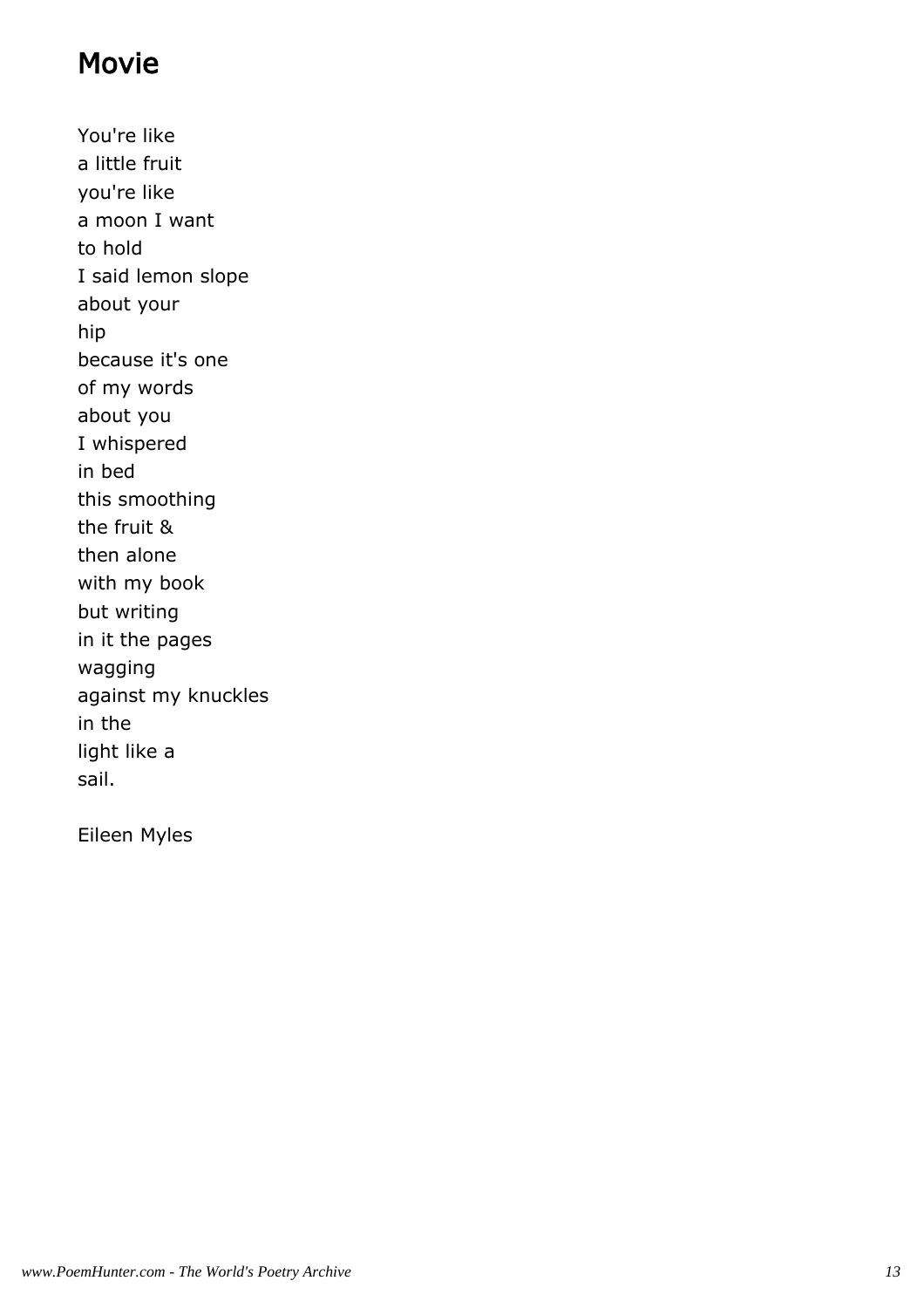## Movie

You're like
a little fruit
you're like
a moon I want
to hold
I said lemon slope
about your
hip
because it's one
of my words
about you
I whispered
in bed
this smoothing
the fruit &
then alone
with my book
but writing
in it the pages
wagging
against my knuckles
in the
light like a
sail.

Eileen Myles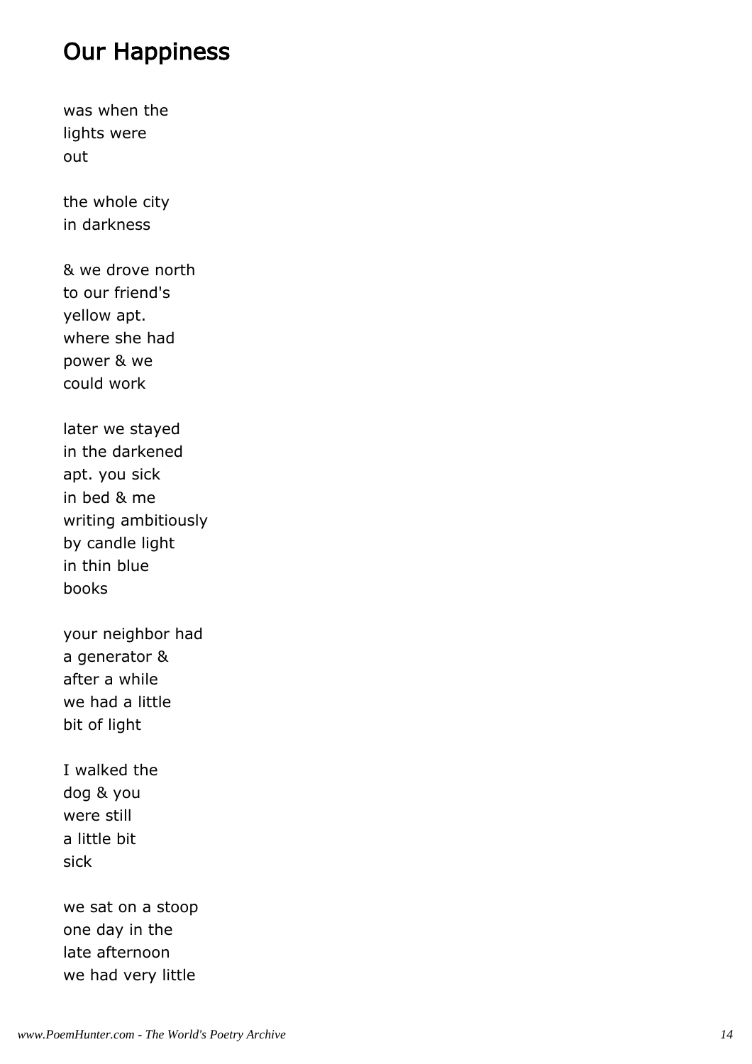## Our Happiness

was when the
lights were
out

the whole city
in darkness

& we drove north
to our friend's
yellow apt.
where she had
power & we
could work

later we stayed
in the darkened
apt. you sick
in bed & me
writing ambitiously
by candle light
in thin blue
books

your neighbor had
a generator &
after a while
we had a little
bit of light

I walked the
dog & you
were still
a little bit
sick

we sat on a stoop
one day in the
late afternoon
we had very little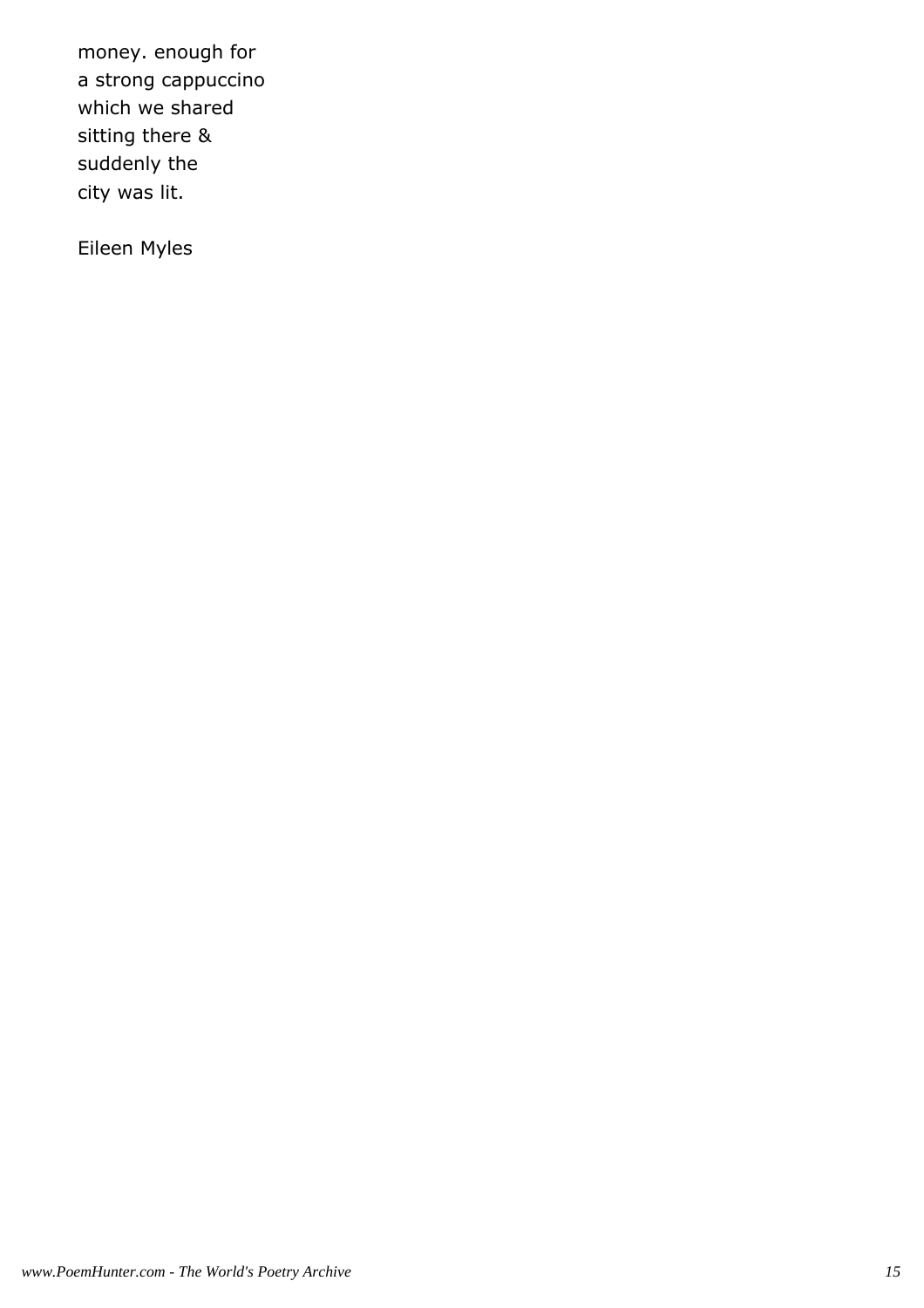money. enough for
a strong cappuccino
which we shared
sitting there &
suddenly the
city was lit.

Eileen Myles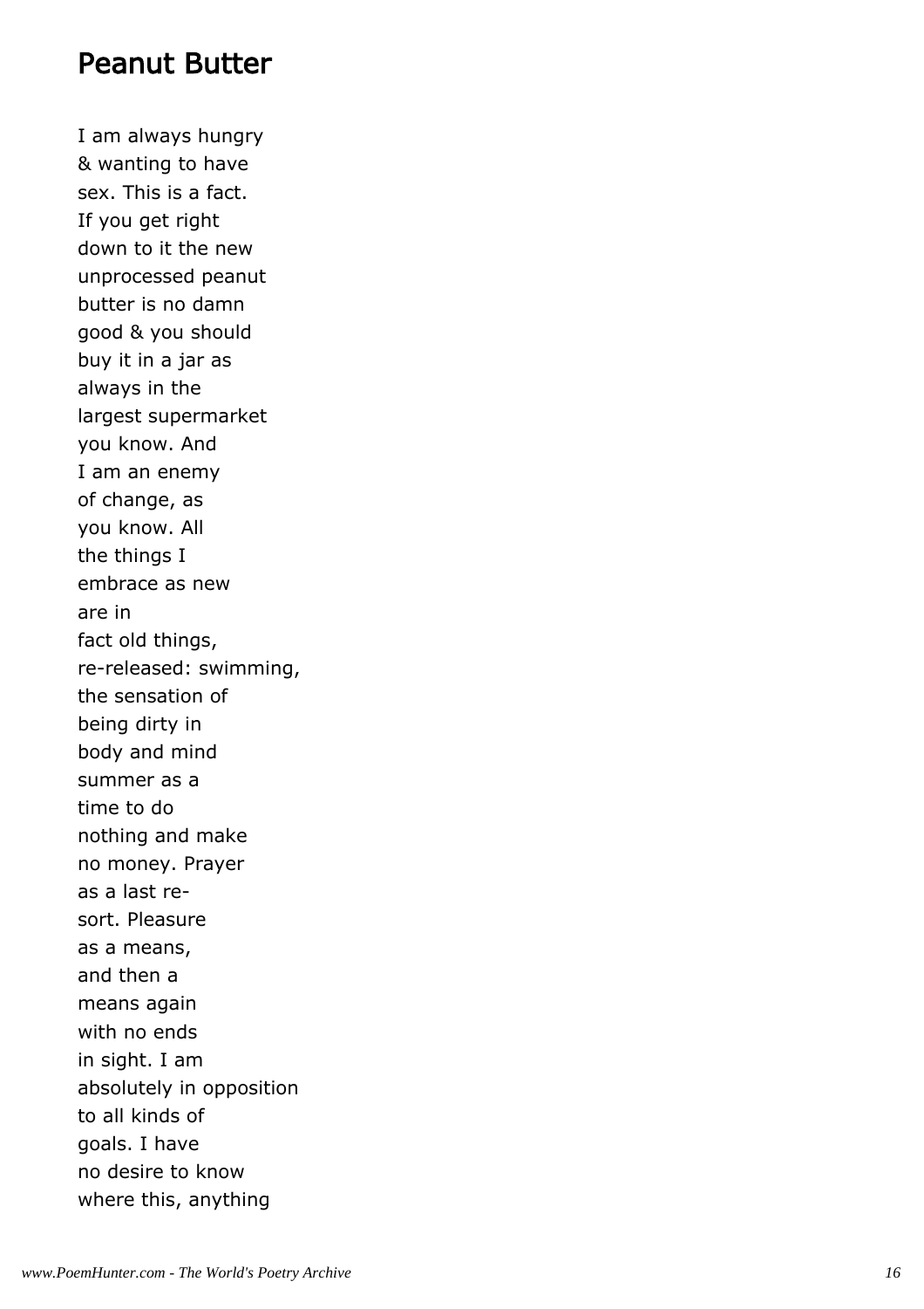# Peanut Butter

I am always hungry
& wanting to have
sex. This is a fact.
If you get right
down to it the new
unprocessed peanut
butter is no damn
good & you should
buy it in a jar as
always in the
largest supermarket
you know. And
I am an enemy
of change, as
you know. All
the things I
embrace as new
are in
fact old things,
re-released: swimming,
the sensation of
being dirty in
body and mind
summer as a
time to do
nothing and make
no money. Prayer
as a last re-
sort. Pleasure
as a means,
and then a
means again
with no ends
in sight. I am
absolutely in opposition
to all kinds of
goals. I have
no desire to know
where this, anything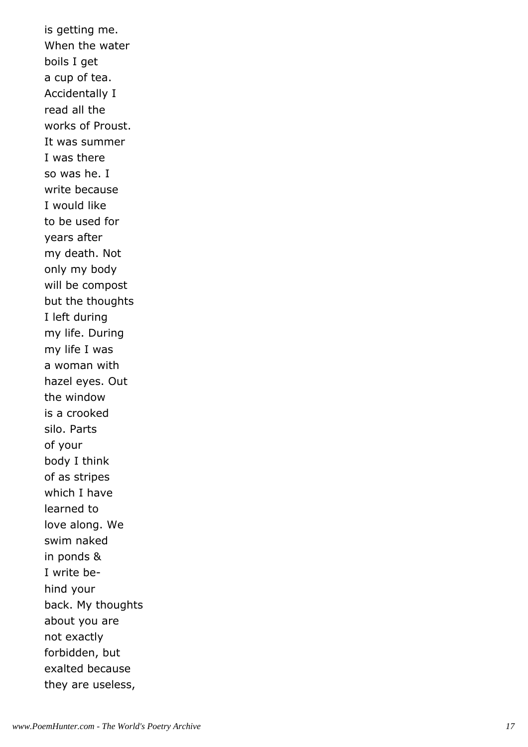is getting me.  
When the water  
boils I get  
a cup of tea.  
Accidentally I  
read all the  
works of Proust.  
It was summer  
I was there  
so was he. I  
write because  
I would like  
to be used for  
years after  
my death. Not  
only my body  
will be compost  
but the thoughts  
I left during  
my life. During  
my life I was  
a woman with  
hazel eyes. Out  
the window  
is a crooked  
silo. Parts  
of your  
body I think  
of as stripes  
which I have  
learned to  
love along. We  
swim naked  
in ponds &  
I write be-  
hind your  
back. My thoughts  
about you are  
not exactly  
forbidden, but  
exalted because  
they are useless,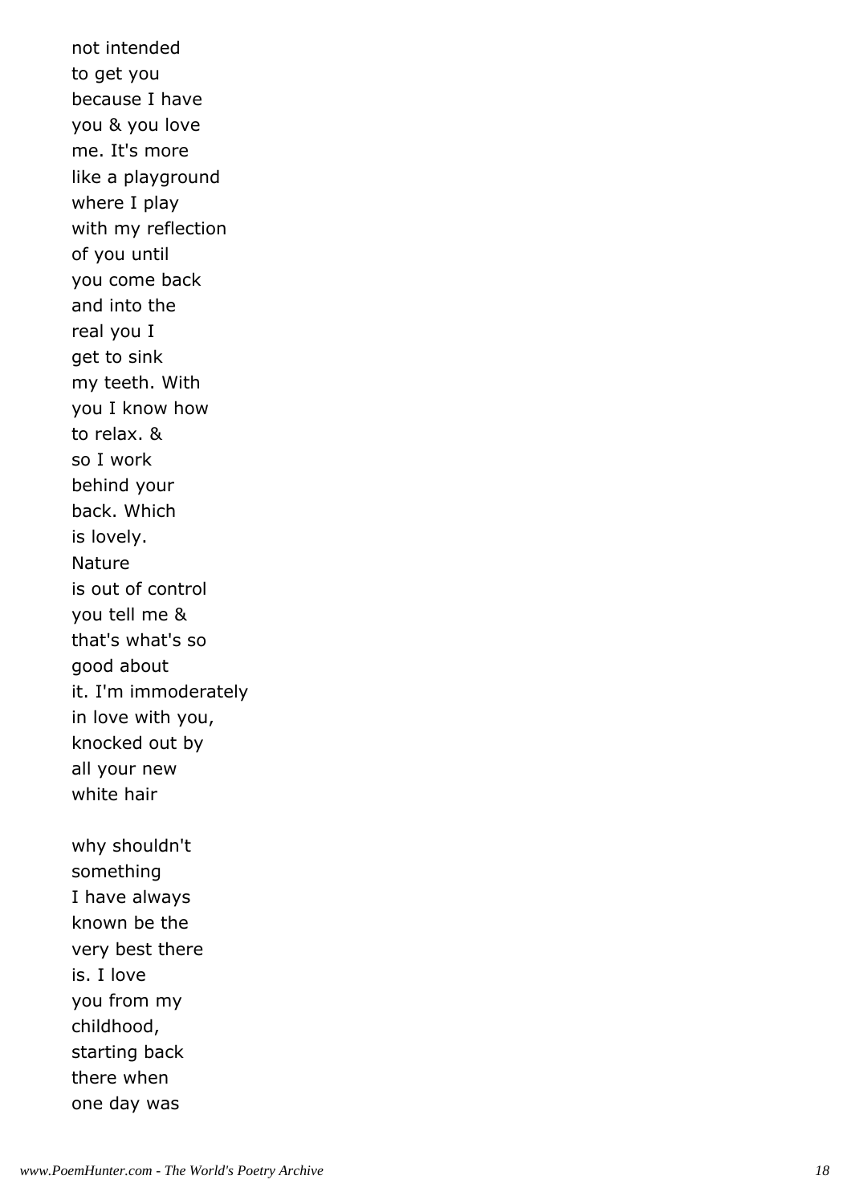not intended
to get you
because I have
you & you love
me. It's more
like a playground
where I play
with my reflection
of you until
you come back
and into the
real you I
get to sink
my teeth. With
you I know how
to relax. &
so I work
behind your
back. Which
is lovely.
Nature
is out of control
you tell me &
that's what's so
good about
it. I'm immoderately
in love with you,
knocked out by
all your new
white hair

why shouldn't
something
I have always
known be the
very best there
is. I love
you from my
childhood,
starting back
there when
one day was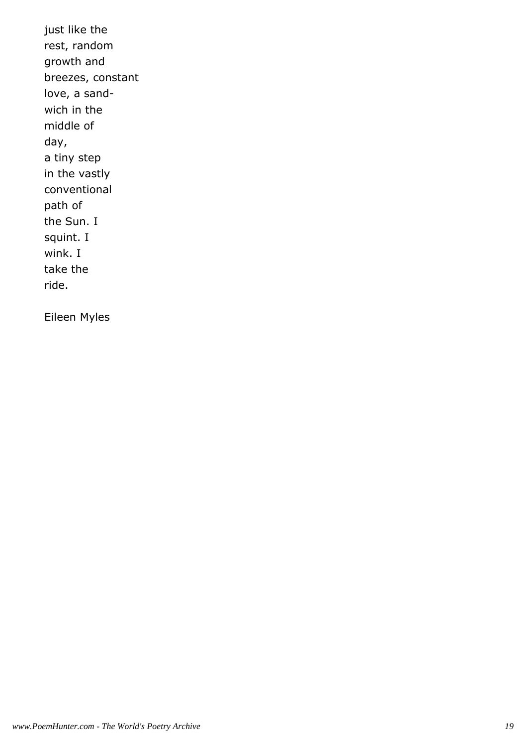just like the  
rest, random  
growth and  
breezes, constant  
love, a sand-  
wich in the  
middle of  
day,  
a tiny step  
in the vastly  
conventional  
path of  
the Sun. I  
squint. I  
wink. I  
take the  
ride.

Eileen Myles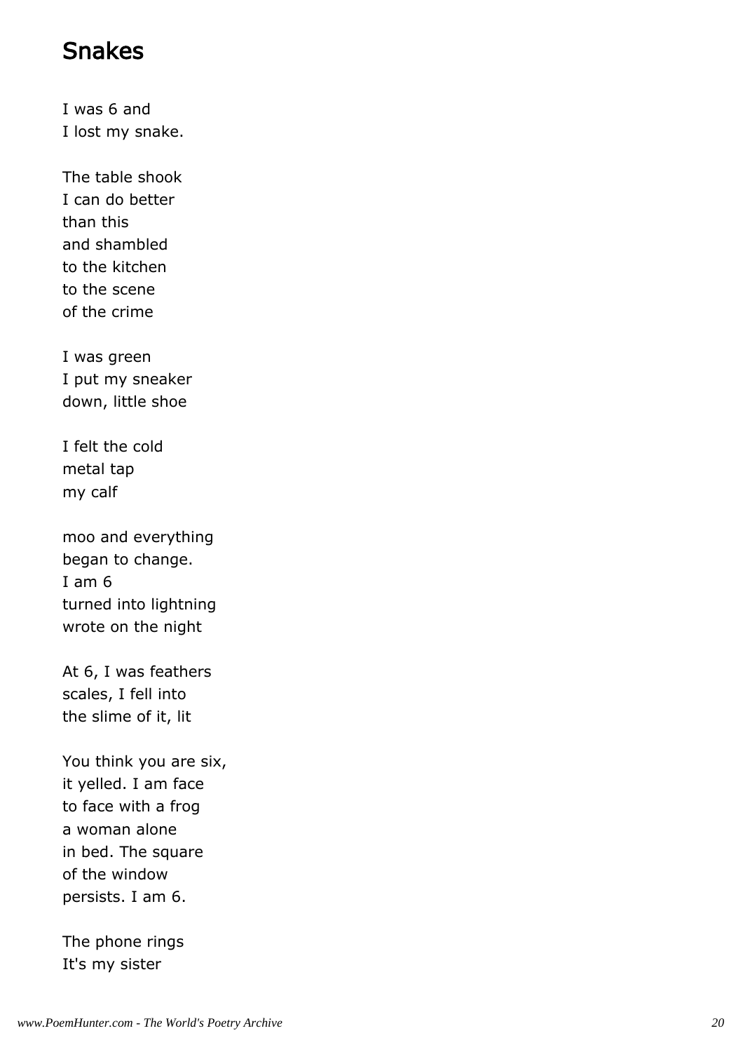## Snakes

I was 6 and
I lost my snake.

The table shook
I can do better
than this
and shambled
to the kitchen
to the scene
of the crime

I was green
I put my sneaker
down, little shoe

I felt the cold
metal tap
my calf

moo and everything
began to change.
I am 6
turned into lightning
wrote on the night

At 6, I was feathers
scales, I fell into
the slime of it, lit

You think you are six,
it yelled. I am face
to face with a frog
a woman alone
in bed. The square
of the window
persists. I am 6.

The phone rings
It's my sister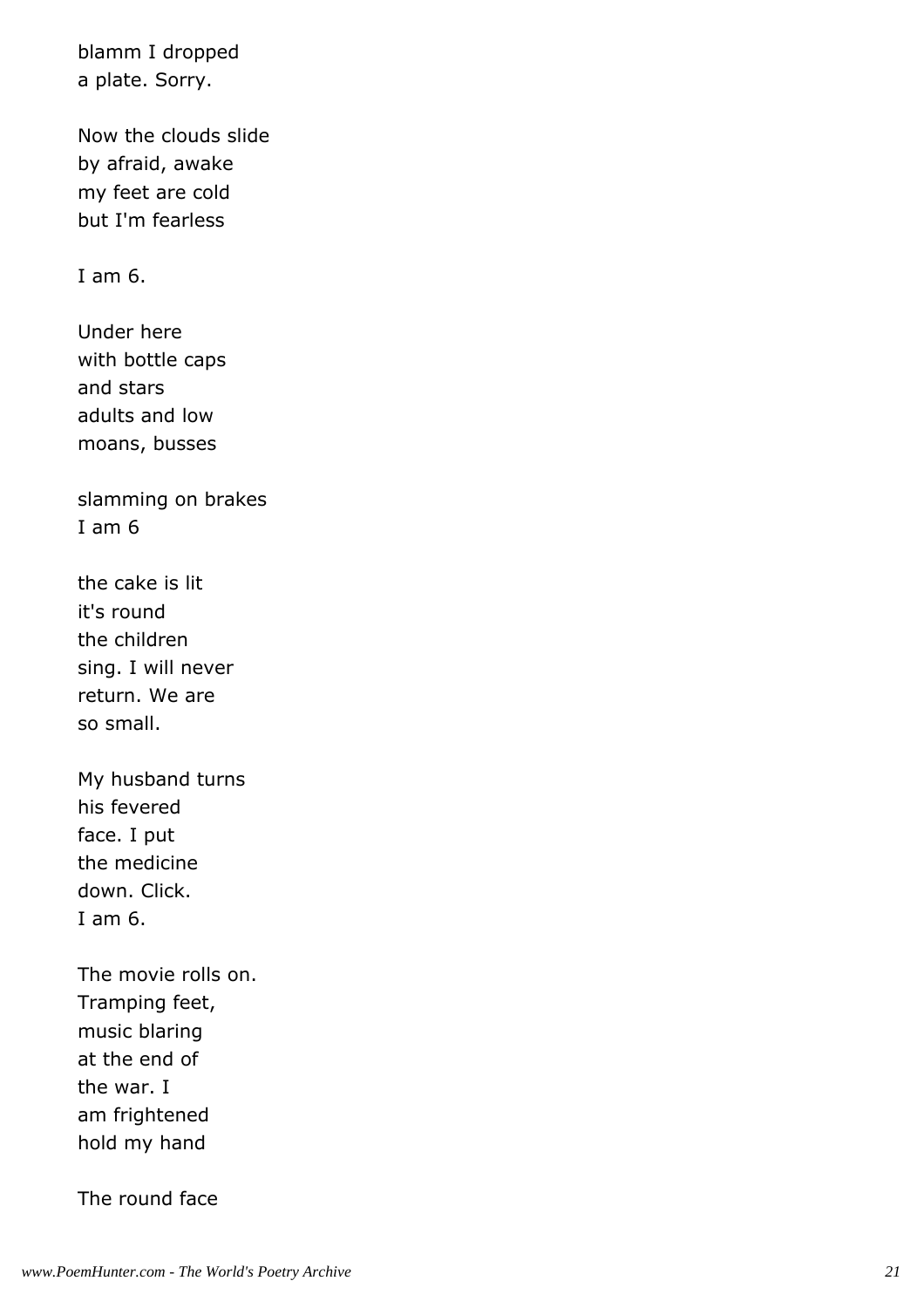blamm I dropped
a plate. Sorry.

Now the clouds slide
by afraid, awake
my feet are cold
but I'm fearless

I am 6.

Under here
with bottle caps
and stars
adults and low
moans, busses

slamming on brakes
I am 6

the cake is lit
it's round
the children
sing. I will never
return. We are
so small.

My husband turns
his fevered
face. I put
the medicine
down. Click.
I am 6.

The movie rolls on.
Tramping feet,
music blaring
at the end of
the war. I
am frightened
hold my hand

The round face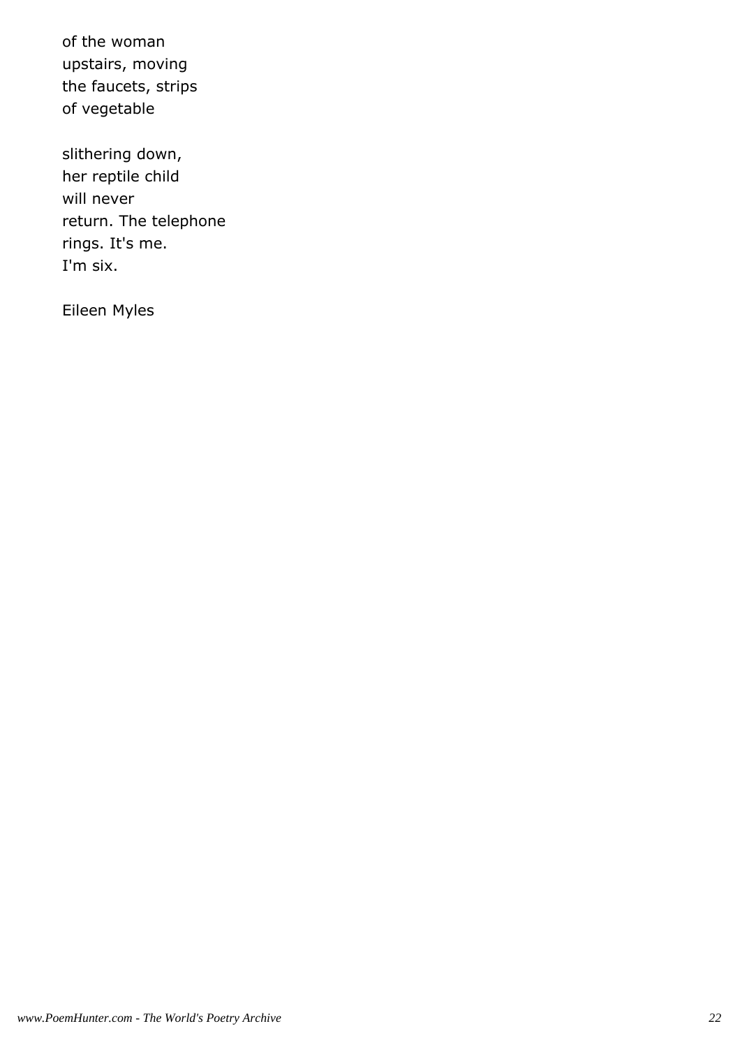of the woman
upstairs, moving
the faucets, strips
of vegetable

slithering down,
her reptile child
will never
return. The telephone
rings. It's me.
I'm six.

Eileen Myles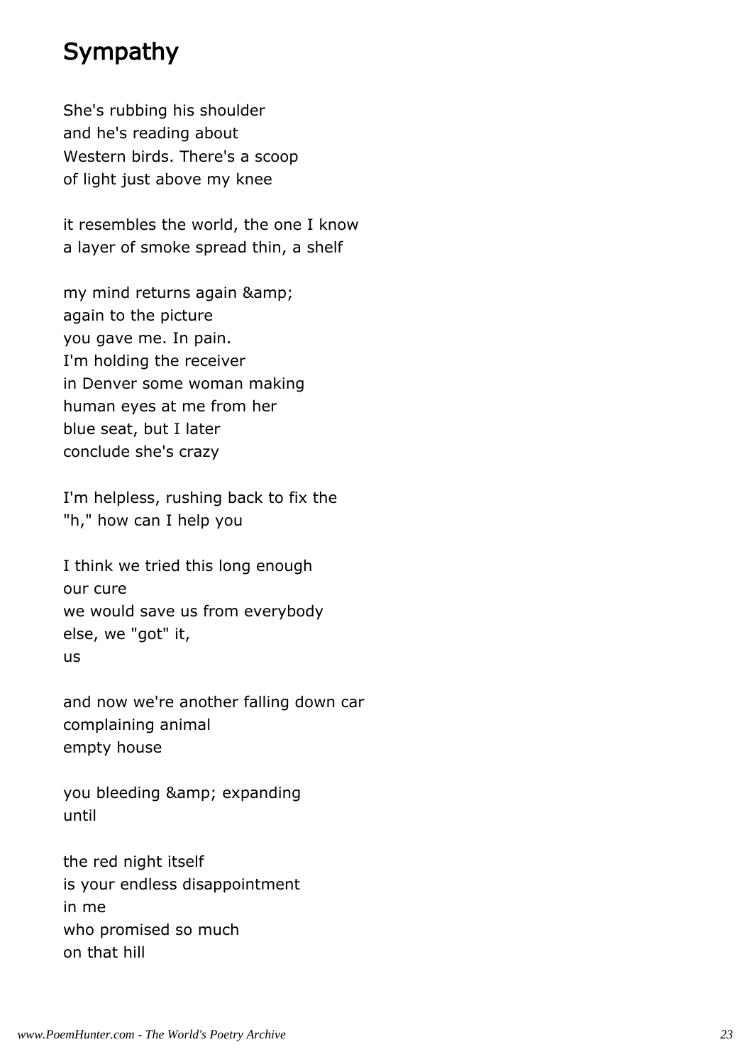## Sympathy

She's rubbing his shoulder  
and he's reading about  
Western birds. There's a scoop  
of light just above my knee

it resembles the world, the one I know  
a layer of smoke spread thin, a shelf

my mind returns again &amp;  
again to the picture  
you gave me. In pain.  
I'm holding the receiver  
in Denver some woman making  
human eyes at me from her  
blue seat, but I later  
conclude she's crazy

I'm helpless, rushing back to fix the  
"h," how can I help you

I think we tried this long enough  
our cure  
we would save us from everybody  
else, we "got" it,  
us

and now we're another falling down car  
complaining animal  
empty house

you bleeding &amp; expanding  
until

the red night itself  
is your endless disappointment  
in me  
who promised so much  
on that hill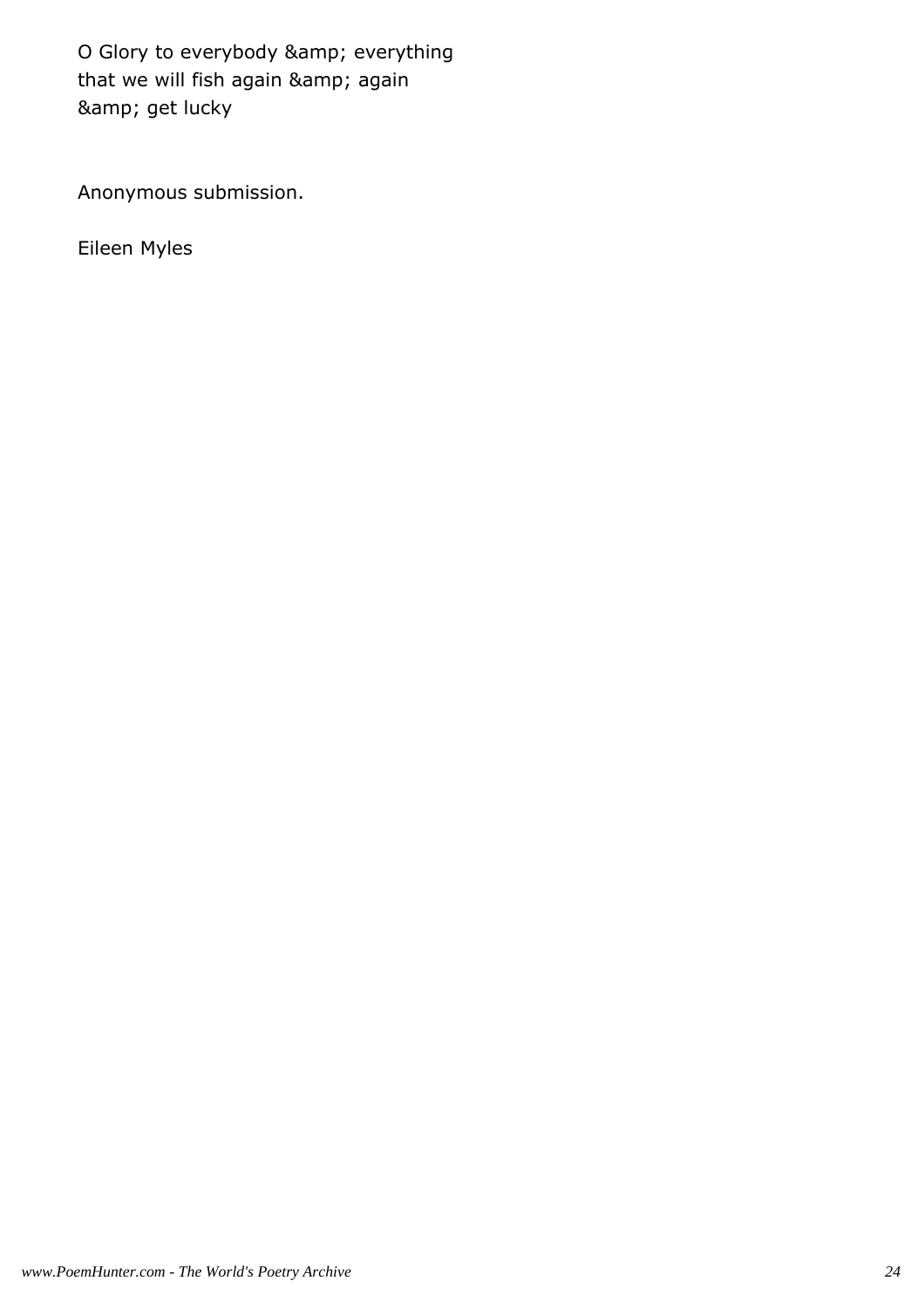O Glory to everybody &amp; everything
that we will fish again &amp; again
&amp; get lucky

Anonymous submission.

Eileen Myles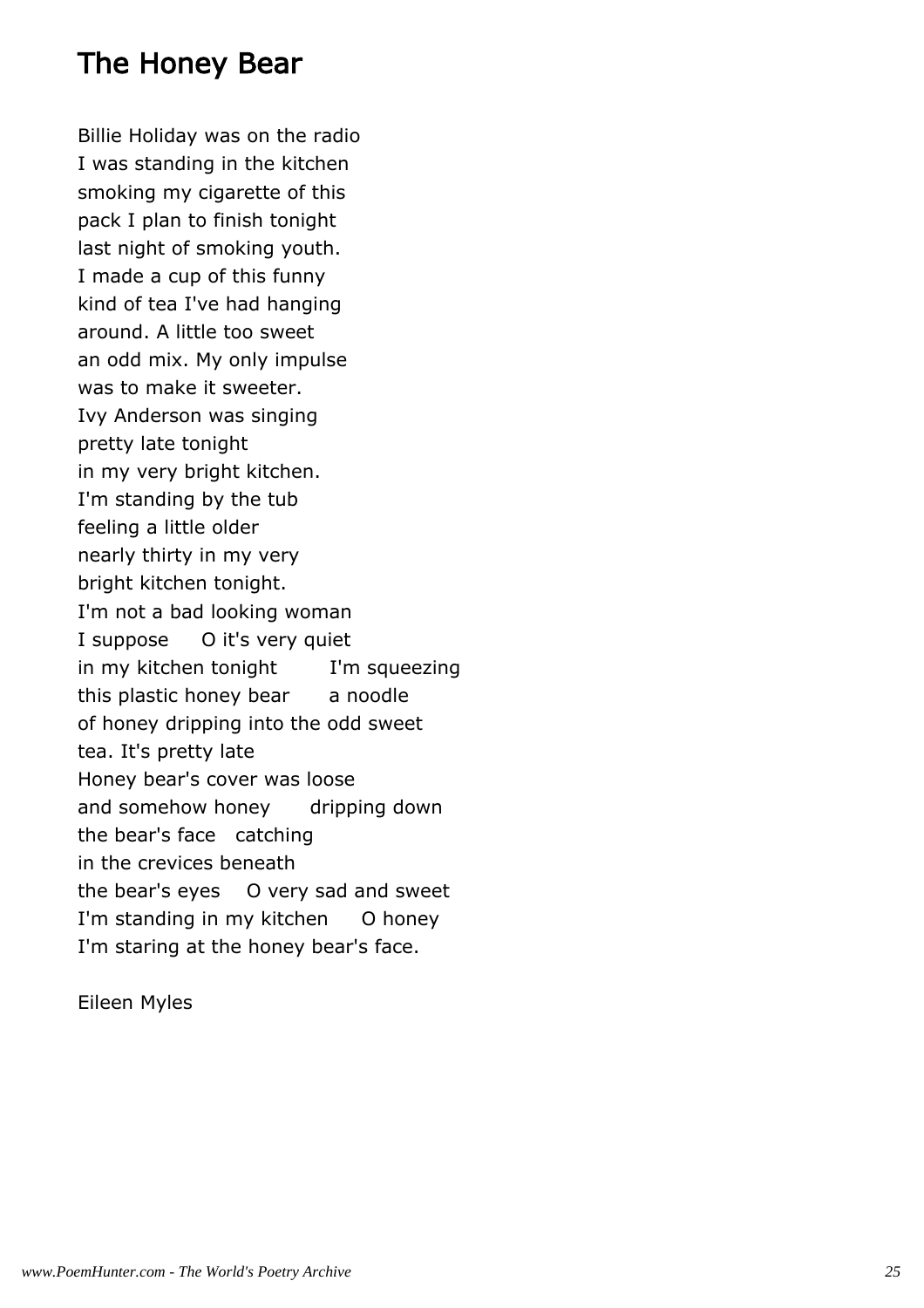## The Honey Bear

Billie Holiday was on the radio  
I was standing in the kitchen  
smoking my cigarette of this  
pack I plan to finish tonight  
last night of smoking youth.  
I made a cup of this funny  
kind of tea I've had hanging  
around. A little too sweet  
an odd mix. My only impulse  
was to make it sweeter.  
Ivy Anderson was singing  
pretty late tonight  
in my very bright kitchen.  
I'm standing by the tub  
feeling a little older  
nearly thirty in my very  
bright kitchen tonight.  
I'm not a bad looking woman  
I suppose     O it's very quiet  
in my kitchen tonight       I'm squeezing  
this plastic honey bear     a noodle  
of honey dripping into the odd sweet  
tea. It's pretty late  
Honey bear's cover was loose  
and somehow honey     dripping down  
the bear's face   catching  
in the crevices beneath  
the bear's eyes    O very sad and sweet  
I'm standing in my kitchen     O honey  
I'm staring at the honey bear's face.

Eileen Myles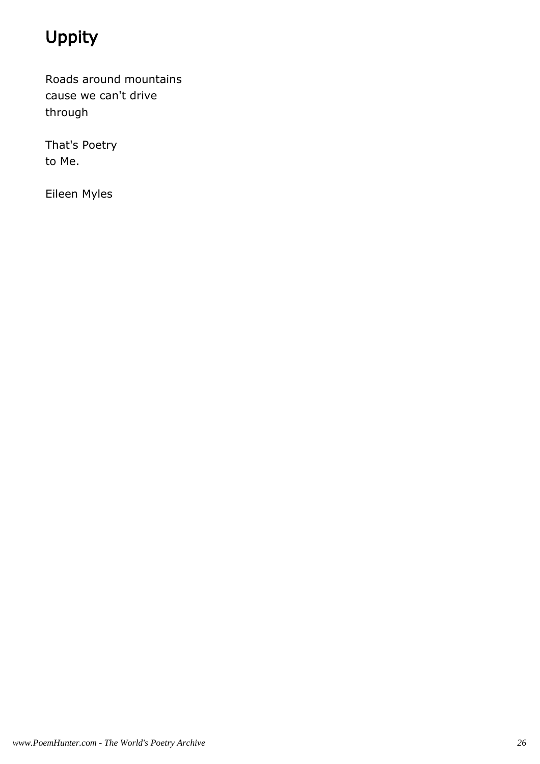# Uppity

Roads around mountains
cause we can't drive
through

That's Poetry
to Me.

Eileen Myles